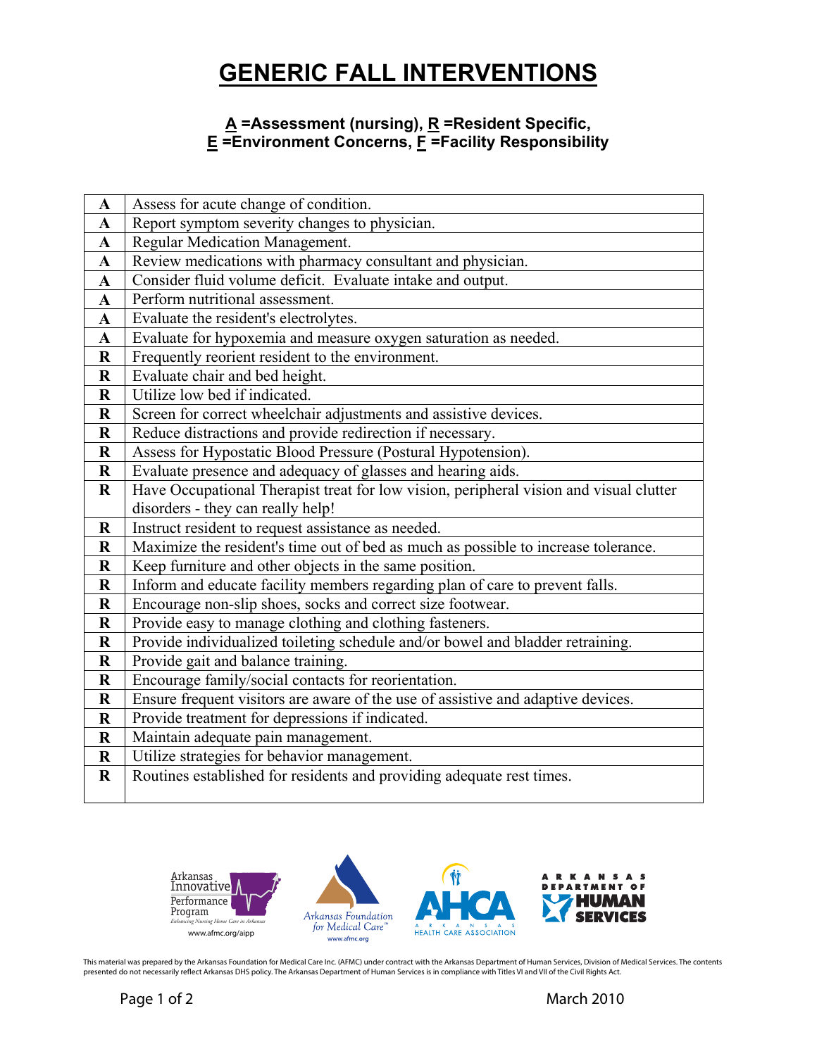# GENERIC FALL INTERVENTIONS

**A =Assessment (nursing), R =Resident Specific,**
**E =Environment Concerns, F =Facility Responsibility**

| | |
|---|---|
| **A** | Assess for acute change of condition. |
| **A** | Report symptom severity changes to physician. |
| **A** | Regular Medication Management. |
| **A** | Review medications with pharmacy consultant and physician. |
| **A** | Consider fluid volume deficit. Evaluate intake and output. |
| **A** | Perform nutritional assessment. |
| **A** | Evaluate the resident's electrolytes. |
| **A** | Evaluate for hypoxemia and measure oxygen saturation as needed. |
| **R** | Frequently reorient resident to the environment. |
| **R** | Evaluate chair and bed height. |
| **R** | Utilize low bed if indicated. |
| **R** | Screen for correct wheelchair adjustments and assistive devices. |
| **R** | Reduce distractions and provide redirection if necessary. |
| **R** | Assess for Hypostatic Blood Pressure (Postural Hypotension). |
| **R** | Evaluate presence and adequacy of glasses and hearing aids. |
| **R** | Have Occupational Therapist treat for low vision, peripheral vision and visual clutter disorders - they can really help! |
| **R** | Instruct resident to request assistance as needed. |
| **R** | Maximize the resident's time out of bed as much as possible to increase tolerance. |
| **R** | Keep furniture and other objects in the same position. |
| **R** | Inform and educate facility members regarding plan of care to prevent falls. |
| **R** | Encourage non-slip shoes, socks and correct size footwear. |
| **R** | Provide easy to manage clothing and clothing fasteners. |
| **R** | Provide individualized toileting schedule and/or bowel and bladder retraining. |
| **R** | Provide gait and balance training. |
| **R** | Encourage family/social contacts for reorientation. |
| **R** | Ensure frequent visitors are aware of the use of assistive and adaptive devices. |
| **R** | Provide treatment for depressions if indicated. |
| **R** | Maintain adequate pain management. |
| **R** | Utilize strategies for behavior management. |
| **R** | Routines established for residents and providing adequate rest times. |

Arkansas Innovative Performance Program — Enhancing Nursing Home Care in Arkansas — www.afmc.org/aipp

Arkansas Foundation for Medical Care™ — www.afmc.org

AHCA — Arkansas Health Care Association

Arkansas Department of Human Services

This material was prepared by the Arkansas Foundation for Medical Care Inc. (AFMC) under contract with the Arkansas Department of Human Services, Division of Medical Services. The contents presented do not necessarily reflect Arkansas DHS policy. The Arkansas Department of Human Services is in compliance with Titles VI and VII of the Civil Rights Act.

March 2010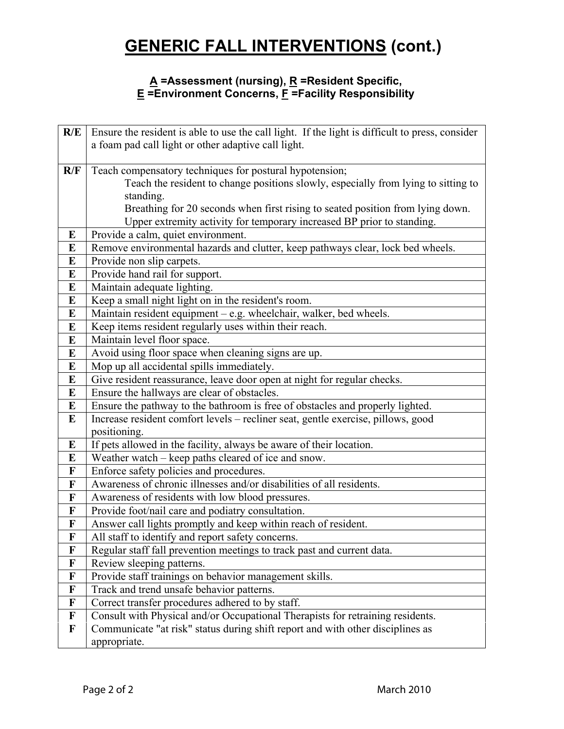# GENERIC FALL INTERVENTIONS (cont.)

**A =Assessment (nursing), R =Resident Specific,**
**E =Environment Concerns, F =Facility Responsibility**

| | |
|---|---|
| **R/E** | Ensure the resident is able to use the call light. If the light is difficult to press, consider a foam pad call light or other adaptive call light. |
| **R/F** | Teach compensatory techniques for postural hypotension; Teach the resident to change positions slowly, especially from lying to sitting to standing. Breathing for 20 seconds when first rising to seated position from lying down. Upper extremity activity for temporary increased BP prior to standing. |
| **E** | Provide a calm, quiet environment. |
| **E** | Remove environmental hazards and clutter, keep pathways clear, lock bed wheels. |
| **E** | Provide non slip carpets. |
| **E** | Provide hand rail for support. |
| **E** | Maintain adequate lighting. |
| **E** | Keep a small night light on in the resident's room. |
| **E** | Maintain resident equipment – e.g. wheelchair, walker, bed wheels. |
| **E** | Keep items resident regularly uses within their reach. |
| **E** | Maintain level floor space. |
| **E** | Avoid using floor space when cleaning signs are up. |
| **E** | Mop up all accidental spills immediately. |
| **E** | Give resident reassurance, leave door open at night for regular checks. |
| **E** | Ensure the hallways are clear of obstacles. |
| **E** | Ensure the pathway to the bathroom is free of obstacles and properly lighted. |
| **E** | Increase resident comfort levels – recliner seat, gentle exercise, pillows, good positioning. |
| **E** | If pets allowed in the facility, always be aware of their location. |
| **E** | Weather watch – keep paths cleared of ice and snow. |
| **F** | Enforce safety policies and procedures. |
| **F** | Awareness of chronic illnesses and/or disabilities of all residents. |
| **F** | Awareness of residents with low blood pressures. |
| **F** | Provide foot/nail care and podiatry consultation. |
| **F** | Answer call lights promptly and keep within reach of resident. |
| **F** | All staff to identify and report safety concerns. |
| **F** | Regular staff fall prevention meetings to track past and current data. |
| **F** | Review sleeping patterns. |
| **F** | Provide staff trainings on behavior management skills. |
| **F** | Track and trend unsafe behavior patterns. |
| **F** | Correct transfer procedures adhered to by staff. |
| **F** | Consult with Physical and/or Occupational Therapists for retraining residents. |
| **F** | Communicate "at risk" status during shift report and with other disciplines as appropriate. |

March 2010